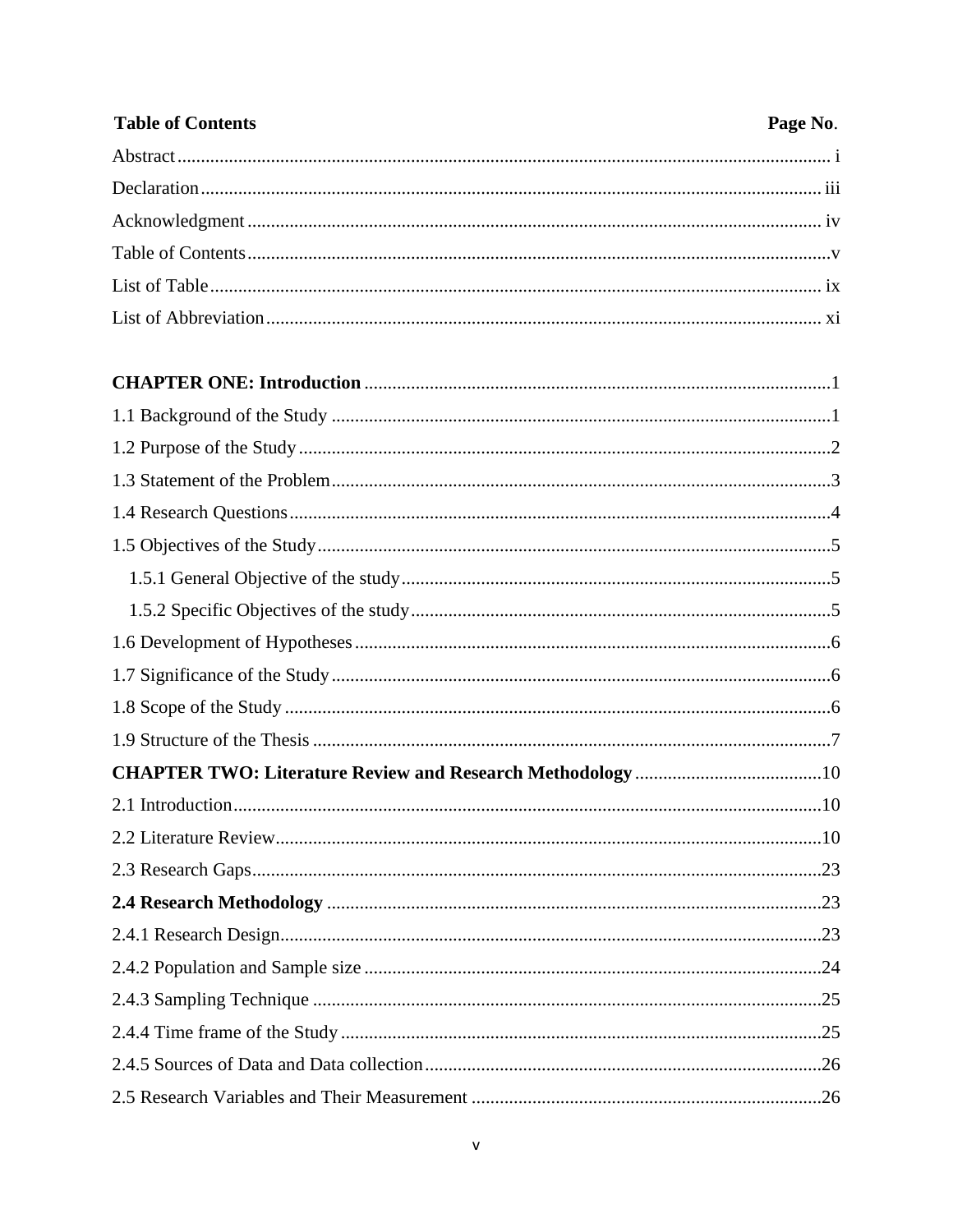**Table of Contents** **Page No.**

Abstract ........................................................................................................................ i

Declaration ................................................................................................................... iii

Acknowledgment ........................................................................................................ iv

Table of Contents ......................................................................................................... v

List of Table ................................................................................................................. ix

List of Abbreviation ..................................................................................................... xi

**CHAPTER ONE: Introduction** ................................................................................. 1

1.1 Background of the Study ......................................................................................... 1

1.2 Purpose of the Study ............................................................................................... 2

1.3 Statement of the Problem ......................................................................................... 3

1.4 Research Questions .................................................................................................. 4

1.5 Objectives of the Study ............................................................................................ 5

    1.5.1 General Objective of the study ......................................................................... 5

    1.5.2 Specific Objectives of the study ....................................................................... 5

1.6 Development of Hypotheses .................................................................................... 6

1.7 Significance of the Study ......................................................................................... 6

1.8 Scope of the Study ................................................................................................... 6

1.9 Structure of the Thesis ............................................................................................. 7

**CHAPTER TWO: Literature Review and Research Methodology** ........................... 10

2.1 Introduction ............................................................................................................ 10

2.2 Literature Review .................................................................................................... 10

2.3 Research Gaps ......................................................................................................... 23

**2.4 Research Methodology** ......................................................................................... 23

2.4.1 Research Design ................................................................................................... 23

2.4.2 Population and Sample size ................................................................................. 24

2.4.3 Sampling Technique ............................................................................................ 25

2.4.4 Time frame of the Study ...................................................................................... 25

2.4.5 Sources of Data and Data collection .................................................................... 26

2.5 Research Variables and Their Measurement ........................................................... 26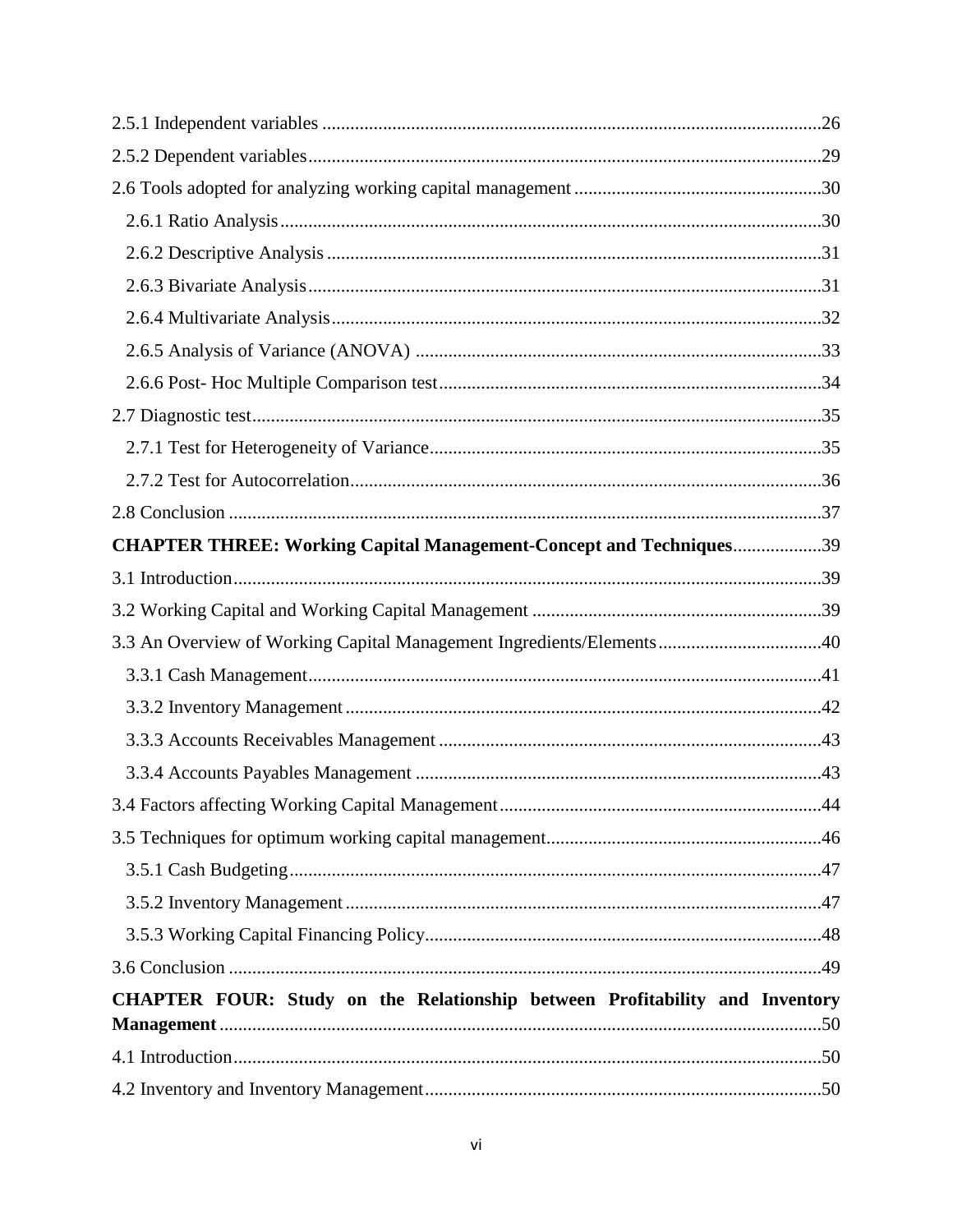2.5.1 Independent variables ..........................................................................................................26

2.5.2 Dependent variables.............................................................................................................29

2.6 Tools adopted for analyzing working capital management .....................................................30

2.6.1 Ratio Analysis...................................................................................................................30

2.6.2 Descriptive Analysis .........................................................................................................31

2.6.3 Bivariate Analysis.............................................................................................................31

2.6.4 Multivariate Analysis........................................................................................................32

2.6.5 Analysis of Variance (ANOVA) ......................................................................................33

2.6.6 Post- Hoc Multiple Comparison test.................................................................................34

2.7 Diagnostic test.........................................................................................................................35

2.7.1 Test for Heterogeneity of Variance...................................................................................35

2.7.2 Test for Autocorrelation....................................................................................................36

2.8 Conclusion ..............................................................................................................................37

**CHAPTER THREE: Working Capital Management-Concept and Techniques**...................39

3.1 Introduction.............................................................................................................................39

3.2 Working Capital and Working Capital Management .............................................................39

3.3 An Overview of Working Capital Management Ingredients/Elements...................................40

3.3.1 Cash Management.............................................................................................................41

3.3.2 Inventory Management .....................................................................................................42

3.3.3 Accounts Receivables Management .................................................................................43

3.3.4 Accounts Payables Management ......................................................................................43

3.4 Factors affecting Working Capital Management....................................................................44

3.5 Techniques for optimum working capital management..........................................................46

3.5.1 Cash Budgeting.................................................................................................................47

3.5.2 Inventory Management .....................................................................................................47

3.5.3 Working Capital Financing Policy....................................................................................48

3.6 Conclusion ..............................................................................................................................49

**CHAPTER FOUR: Study on the Relationship between Profitability and Inventory Management**...............................................................................................................50

4.1 Introduction.............................................................................................................................50

4.2 Inventory and Inventory Management....................................................................................50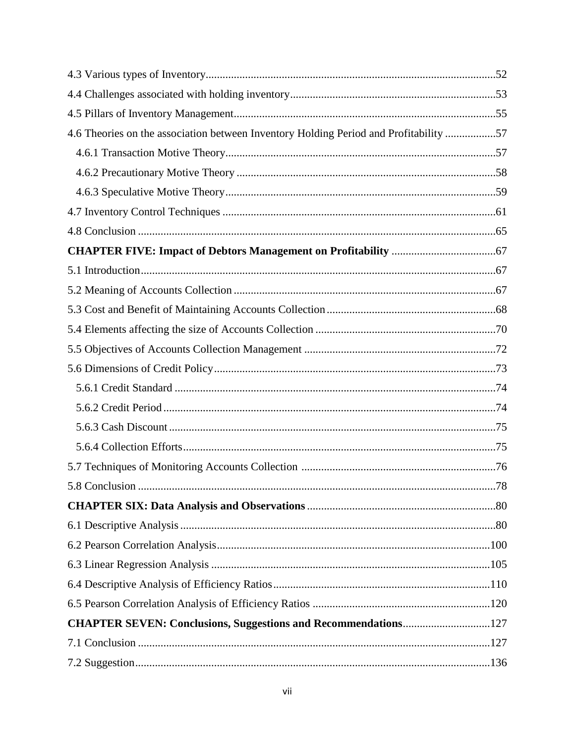4.3 Various types of Inventory......................................................................................................52

4.4 Challenges associated with holding inventory.........................................................................53

4.5 Pillars of Inventory Management............................................................................................55

4.6 Theories on the association between Inventory Holding Period and Profitability ..................57

4.6.1 Transaction Motive Theory...............................................................................................57

4.6.2 Precautionary Motive Theory ...........................................................................................58

4.6.3 Speculative Motive Theory...............................................................................................59

4.7 Inventory Control Techniques ................................................................................................61

4.8 Conclusion ..............................................................................................................................65

**CHAPTER FIVE: Impact of Debtors Management on Profitability** ....................................67

5.1 Introduction.............................................................................................................................67

5.2 Meaning of Accounts Collection ............................................................................................67

5.3 Cost and Benefit of Maintaining Accounts Collection............................................................68

5.4 Elements affecting the size of Accounts Collection ................................................................70

5.5 Objectives of Accounts Collection Management ...................................................................72

5.6 Dimensions of Credit Policy...................................................................................................73

5.6.1 Credit Standard .................................................................................................................74

5.6.2 Credit Period.....................................................................................................................74

5.6.3 Cash Discount...................................................................................................................75

5.6.4 Collection Efforts..............................................................................................................75

5.7 Techniques of Monitoring Accounts Collection ....................................................................76

5.8 Conclusion ..............................................................................................................................78

**CHAPTER SIX: Data Analysis and Observations**..................................................................80

6.1 Descriptive Analysis ...............................................................................................................80

6.2 Pearson Correlation Analysis.................................................................................................100

6.3 Linear Regression Analysis ..................................................................................................105

6.4 Descriptive Analysis of Efficiency Ratios............................................................................110

6.5 Pearson Correlation Analysis of Efficiency Ratios ..............................................................120

**CHAPTER SEVEN: Conclusions, Suggestions and Recommendations**...............................127

7.1 Conclusion ............................................................................................................................127

7.2 Suggestion.............................................................................................................................136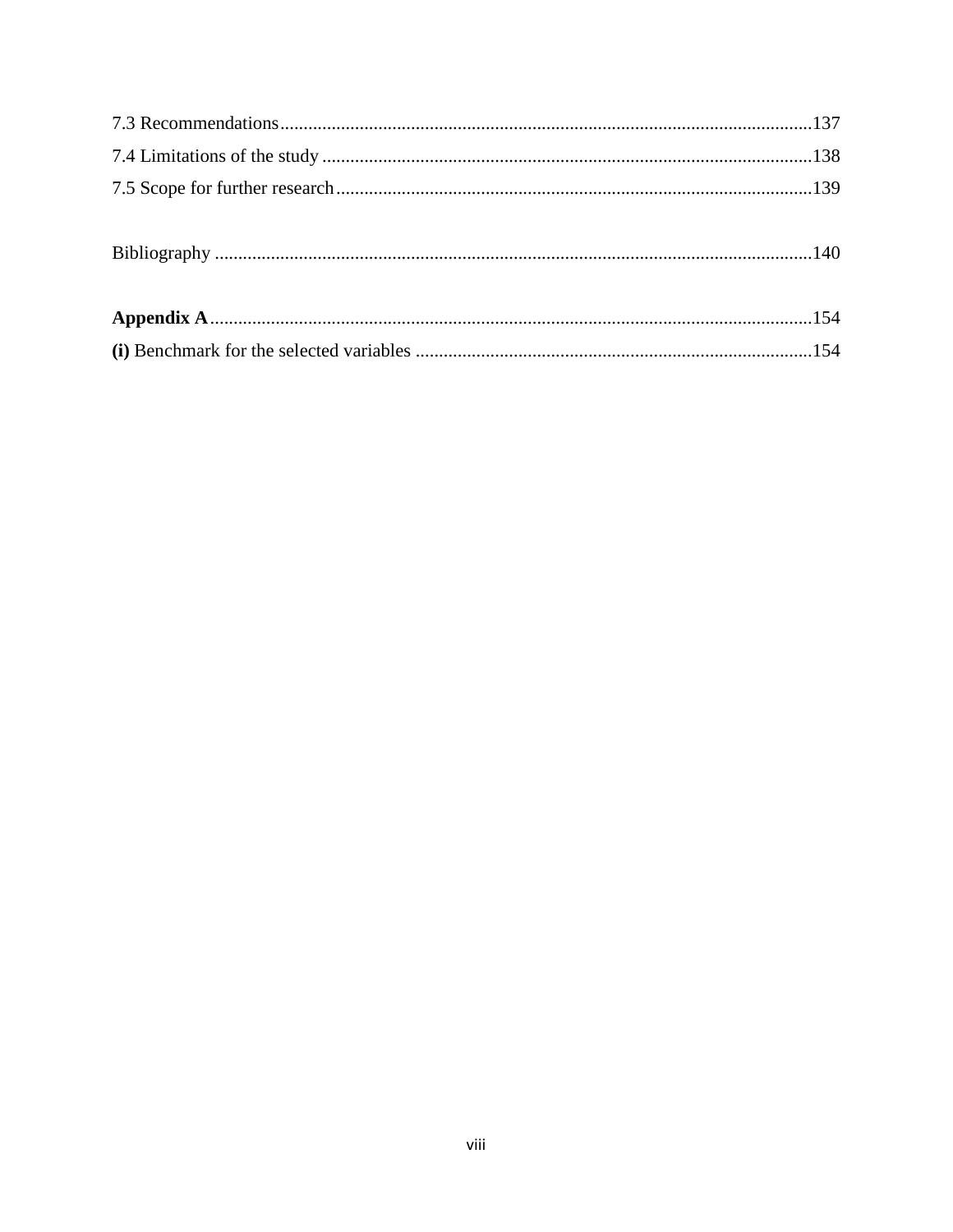7.3 Recommendations....................................................................................................137

7.4 Limitations of the study .........................................................................................138

7.5 Scope for further research......................................................................................139

Bibliography ................................................................................................................140

**Appendix A**...............................................................................................................154

**(i)** Benchmark for the selected variables ....................................................................154